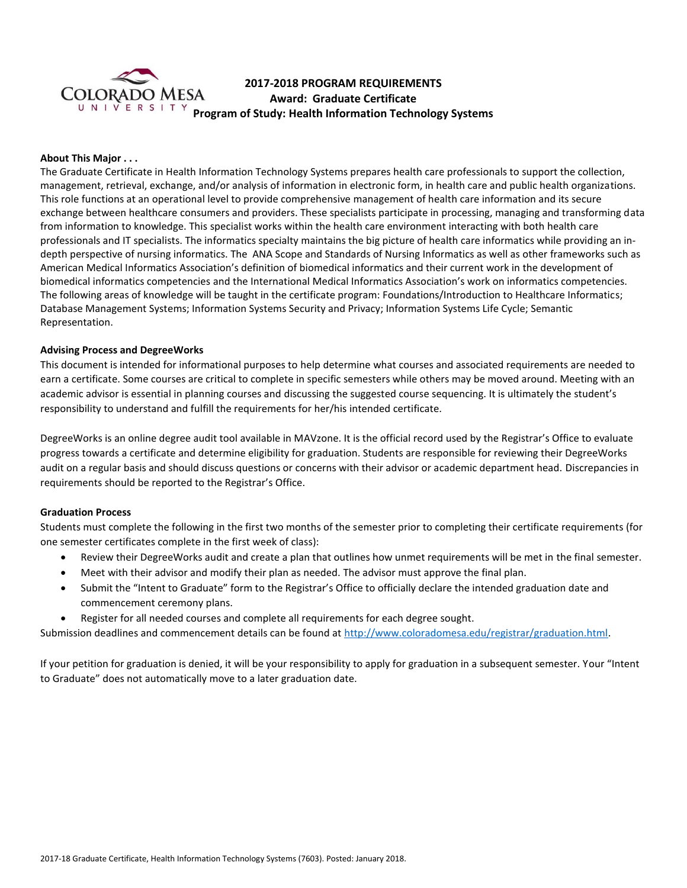# 2017-2018 PROGRAM REQUIREMENTS
## Award: Graduate Certificate
## Program of Study: Health Information Technology Systems

**About This Major . . .**

The Graduate Certificate in Health Information Technology Systems prepares health care professionals to support the collection, management, retrieval, exchange, and/or analysis of information in electronic form, in health care and public health organizations. This role functions at an operational level to provide comprehensive management of health care information and its secure exchange between healthcare consumers and providers. These specialists participate in processing, managing and transforming data from information to knowledge. This specialist works within the health care environment interacting with both health care professionals and IT specialists. The informatics specialty maintains the big picture of health care informatics while providing an in-depth perspective of nursing informatics. The ANA Scope and Standards of Nursing Informatics as well as other frameworks such as American Medical Informatics Association's definition of biomedical informatics and their current work in the development of biomedical informatics competencies and the International Medical Informatics Association's work on informatics competencies. The following areas of knowledge will be taught in the certificate program: Foundations/Introduction to Healthcare Informatics; Database Management Systems; Information Systems Security and Privacy; Information Systems Life Cycle; Semantic Representation.

**Advising Process and DegreeWorks**

This document is intended for informational purposes to help determine what courses and associated requirements are needed to earn a certificate. Some courses are critical to complete in specific semesters while others may be moved around. Meeting with an academic advisor is essential in planning courses and discussing the suggested course sequencing. It is ultimately the student's responsibility to understand and fulfill the requirements for her/his intended certificate.

DegreeWorks is an online degree audit tool available in MAVzone. It is the official record used by the Registrar's Office to evaluate progress towards a certificate and determine eligibility for graduation. Students are responsible for reviewing their DegreeWorks audit on a regular basis and should discuss questions or concerns with their advisor or academic department head. Discrepancies in requirements should be reported to the Registrar's Office.

**Graduation Process**

Students must complete the following in the first two months of the semester prior to completing their certificate requirements (for one semester certificates complete in the first week of class):

- Review their DegreeWorks audit and create a plan that outlines how unmet requirements will be met in the final semester.
- Meet with their advisor and modify their plan as needed. The advisor must approve the final plan.
- Submit the "Intent to Graduate" form to the Registrar's Office to officially declare the intended graduation date and commencement ceremony plans.
- Register for all needed courses and complete all requirements for each degree sought.

Submission deadlines and commencement details can be found at http://www.coloradomesa.edu/registrar/graduation.html.

If your petition for graduation is denied, it will be your responsibility to apply for graduation in a subsequent semester. Your "Intent to Graduate" does not automatically move to a later graduation date.

2017-18 Graduate Certificate, Health Information Technology Systems (7603). Posted: January 2018.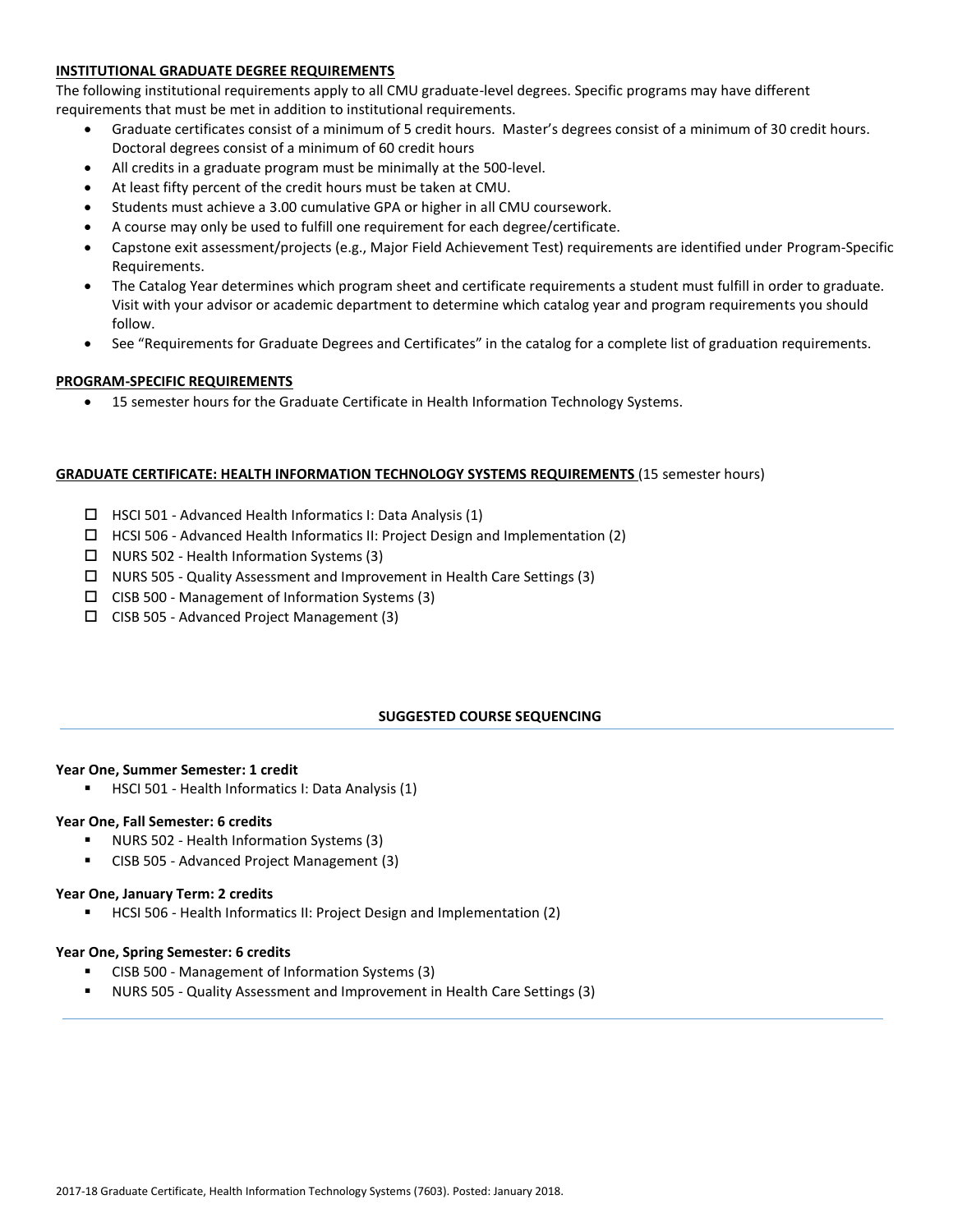**INSTITUTIONAL GRADUATE DEGREE REQUIREMENTS**

The following institutional requirements apply to all CMU graduate-level degrees. Specific programs may have different requirements that must be met in addition to institutional requirements.

- Graduate certificates consist of a minimum of 5 credit hours. Master's degrees consist of a minimum of 30 credit hours. Doctoral degrees consist of a minimum of 60 credit hours
- All credits in a graduate program must be minimally at the 500-level.
- At least fifty percent of the credit hours must be taken at CMU.
- Students must achieve a 3.00 cumulative GPA or higher in all CMU coursework.
- A course may only be used to fulfill one requirement for each degree/certificate.
- Capstone exit assessment/projects (e.g., Major Field Achievement Test) requirements are identified under Program-Specific Requirements.
- The Catalog Year determines which program sheet and certificate requirements a student must fulfill in order to graduate. Visit with your advisor or academic department to determine which catalog year and program requirements you should follow.
- See "Requirements for Graduate Degrees and Certificates" in the catalog for a complete list of graduation requirements.

**PROGRAM-SPECIFIC REQUIREMENTS**

- 15 semester hours for the Graduate Certificate in Health Information Technology Systems.

**GRADUATE CERTIFICATE: HEALTH INFORMATION TECHNOLOGY SYSTEMS REQUIREMENTS** (15 semester hours)

- ☐ HSCI 501 - Advanced Health Informatics I: Data Analysis (1)
- ☐ HCSI 506 - Advanced Health Informatics II: Project Design and Implementation (2)
- ☐ NURS 502 - Health Information Systems (3)
- ☐ NURS 505 - Quality Assessment and Improvement in Health Care Settings (3)
- ☐ CISB 500 - Management of Information Systems (3)
- ☐ CISB 505 - Advanced Project Management (3)

**SUGGESTED COURSE SEQUENCING**

**Year One, Summer Semester: 1 credit**

- HSCI 501 - Health Informatics I: Data Analysis (1)

**Year One, Fall Semester: 6 credits**

- NURS 502 - Health Information Systems (3)
- CISB 505 - Advanced Project Management (3)

**Year One, January Term: 2 credits**

- HCSI 506 - Health Informatics II: Project Design and Implementation (2)

**Year One, Spring Semester: 6 credits**

- CISB 500 - Management of Information Systems (3)
- NURS 505 - Quality Assessment and Improvement in Health Care Settings (3)

2017-18 Graduate Certificate, Health Information Technology Systems (7603). Posted: January 2018.